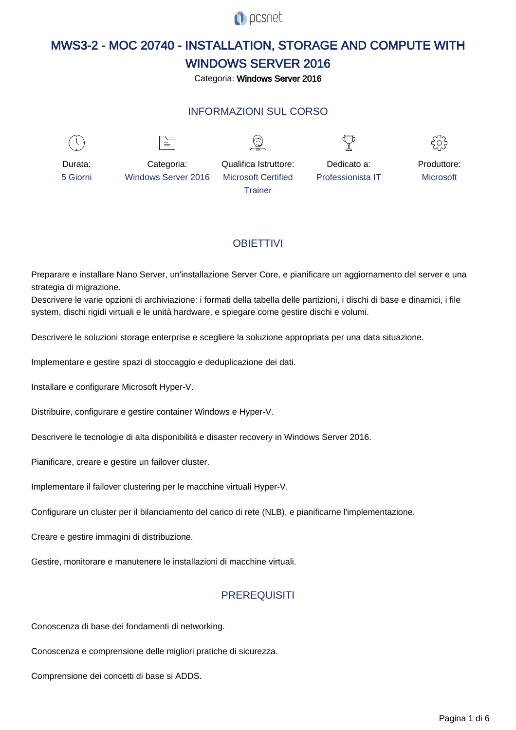# MWS3-2 - MOC 20740 - INSTALLATION, STORAGE AND COMPUTE WITH WINDOWS SERVER 2016

Categoria: **Windows Server 2016**

## INFORMAZIONI SUL CORSO

| Durata: | Categoria: | Qualifica Istruttore: | Dedicato a: | Produttore: |
| --- | --- | --- | --- | --- |
| 5 Giorni | Windows Server 2016 | Microsoft Certified Trainer | Professionista IT | Microsoft |

## OBIETTIVI

Preparare e installare Nano Server, un'installazione Server Core, e pianificare un aggiornamento del server e una strategia di migrazione.
Descrivere le varie opzioni di archiviazione: i formati della tabella delle partizioni, i dischi di base e dinamici, i file system, dischi rigidi virtuali e le unità hardware, e spiegare come gestire dischi e volumi.

Descrivere le soluzioni storage enterprise e scegliere la soluzione appropriata per una data situazione.

Implementare e gestire spazi di stoccaggio e deduplicazione dei dati.

Installare e configurare Microsoft Hyper-V.

Distribuire, configurare e gestire container Windows e Hyper-V.

Descrivere le tecnologie di alta disponibilità e disaster recovery in Windows Server 2016.

Pianificare, creare e gestire un failover cluster.

Implementare il failover clustering per le macchine virtuali Hyper-V.

Configurare un cluster per il bilanciamento del carico di rete (NLB), e pianificarne l'implementazione.

Creare e gestire immagini di distribuzione.

Gestire, monitorare e manutenere le installazioni di macchine virtuali.

## PREREQUISITI

Conoscenza di base dei fondamenti di networking.

Conoscenza e comprensione delle migliori pratiche di sicurezza.

Comprensione dei concetti di base si ADDS.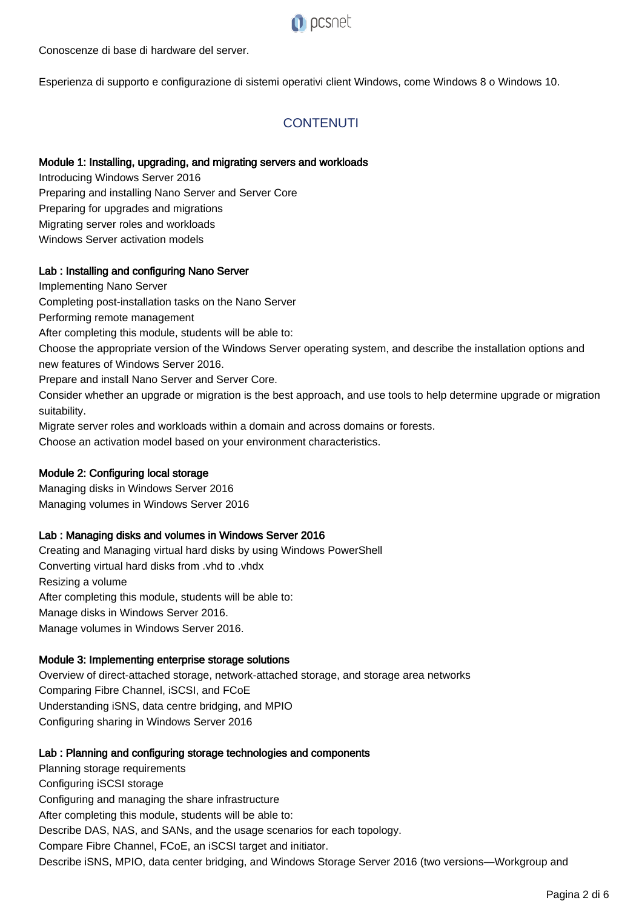Conoscenze di base di hardware del server.

Esperienza di supporto e configurazione di sistemi operativi client Windows, come Windows 8 o Windows 10.

## CONTENUTI

**Module 1: Installing, upgrading, and migrating servers and workloads**

Introducing Windows Server 2016
Preparing and installing Nano Server and Server Core
Preparing for upgrades and migrations
Migrating server roles and workloads
Windows Server activation models

**Lab : Installing and configuring Nano Server**

Implementing Nano Server
Completing post-installation tasks on the Nano Server
Performing remote management
After completing this module, students will be able to:
Choose the appropriate version of the Windows Server operating system, and describe the installation options and new features of Windows Server 2016.
Prepare and install Nano Server and Server Core.
Consider whether an upgrade or migration is the best approach, and use tools to help determine upgrade or migration suitability.
Migrate server roles and workloads within a domain and across domains or forests.
Choose an activation model based on your environment characteristics.

**Module 2: Configuring local storage**

Managing disks in Windows Server 2016
Managing volumes in Windows Server 2016

**Lab : Managing disks and volumes in Windows Server 2016**

Creating and Managing virtual hard disks by using Windows PowerShell
Converting virtual hard disks from .vhd to .vhdx
Resizing a volume
After completing this module, students will be able to:
Manage disks in Windows Server 2016.
Manage volumes in Windows Server 2016.

**Module 3: Implementing enterprise storage solutions**

Overview of direct-attached storage, network-attached storage, and storage area networks
Comparing Fibre Channel, iSCSI, and FCoE
Understanding iSNS, data centre bridging, and MPIO
Configuring sharing in Windows Server 2016

**Lab : Planning and configuring storage technologies and components**

Planning storage requirements
Configuring iSCSI storage
Configuring and managing the share infrastructure
After completing this module, students will be able to:
Describe DAS, NAS, and SANs, and the usage scenarios for each topology.
Compare Fibre Channel, FCoE, an iSCSI target and initiator.
Describe iSNS, MPIO, data center bridging, and Windows Storage Server 2016 (two versions—Workgroup and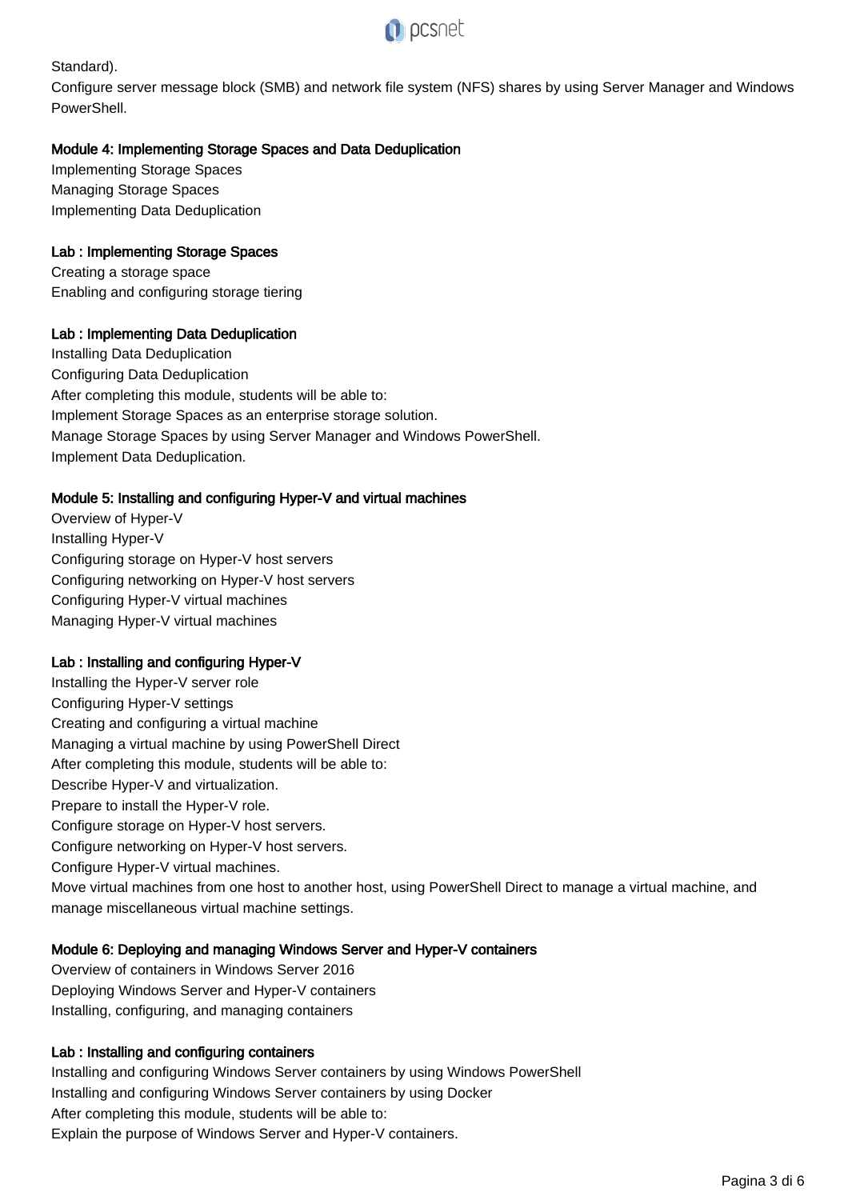Standard).

Configure server message block (SMB) and network file system (NFS) shares by using Server Manager and Windows PowerShell.

**Module 4: Implementing Storage Spaces and Data Deduplication**

Implementing Storage Spaces
Managing Storage Spaces
Implementing Data Deduplication

**Lab : Implementing Storage Spaces**

Creating a storage space
Enabling and configuring storage tiering

**Lab : Implementing Data Deduplication**

Installing Data Deduplication
Configuring Data Deduplication
After completing this module, students will be able to:
Implement Storage Spaces as an enterprise storage solution.
Manage Storage Spaces by using Server Manager and Windows PowerShell.
Implement Data Deduplication.

**Module 5: Installing and configuring Hyper-V and virtual machines**

Overview of Hyper-V
Installing Hyper-V
Configuring storage on Hyper-V host servers
Configuring networking on Hyper-V host servers
Configuring Hyper-V virtual machines
Managing Hyper-V virtual machines

**Lab : Installing and configuring Hyper-V**

Installing the Hyper-V server role
Configuring Hyper-V settings
Creating and configuring a virtual machine
Managing a virtual machine by using PowerShell Direct
After completing this module, students will be able to:
Describe Hyper-V and virtualization.
Prepare to install the Hyper-V role.
Configure storage on Hyper-V host servers.
Configure networking on Hyper-V host servers.
Configure Hyper-V virtual machines.
Move virtual machines from one host to another host, using PowerShell Direct to manage a virtual machine, and manage miscellaneous virtual machine settings.

**Module 6: Deploying and managing Windows Server and Hyper-V containers**

Overview of containers in Windows Server 2016
Deploying Windows Server and Hyper-V containers
Installing, configuring, and managing containers

**Lab : Installing and configuring containers**

Installing and configuring Windows Server containers by using Windows PowerShell
Installing and configuring Windows Server containers by using Docker
After completing this module, students will be able to:
Explain the purpose of Windows Server and Hyper-V containers.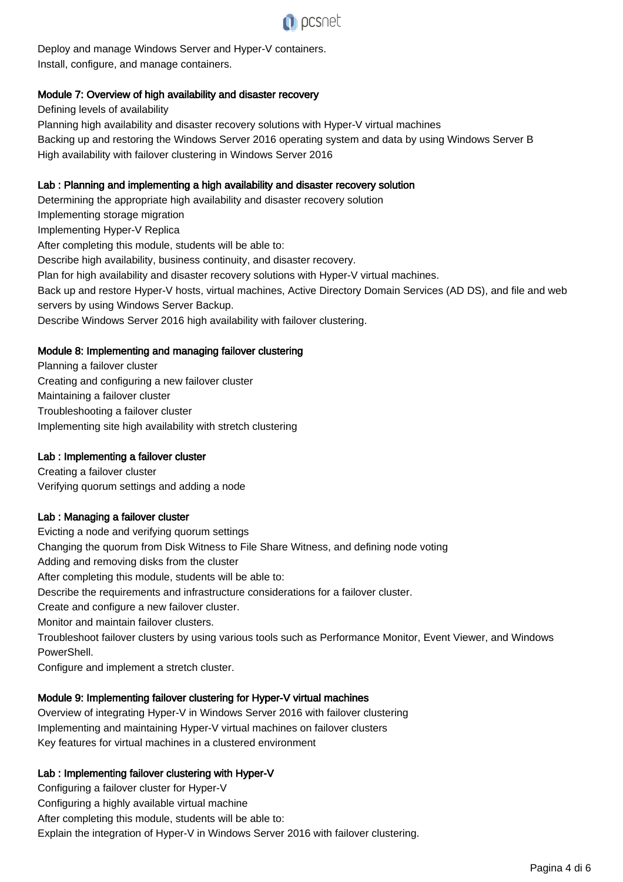Deploy and manage Windows Server and Hyper-V containers.
Install, configure, and manage containers.

### Module 7: Overview of high availability and disaster recovery

Defining levels of availability
Planning high availability and disaster recovery solutions with Hyper-V virtual machines
Backing up and restoring the Windows Server 2016 operating system and data by using Windows Server B
High availability with failover clustering in Windows Server 2016

### Lab : Planning and implementing a high availability and disaster recovery solution

Determining the appropriate high availability and disaster recovery solution
Implementing storage migration
Implementing Hyper-V Replica
After completing this module, students will be able to:
Describe high availability, business continuity, and disaster recovery.
Plan for high availability and disaster recovery solutions with Hyper-V virtual machines.
Back up and restore Hyper-V hosts, virtual machines, Active Directory Domain Services (AD DS), and file and web servers by using Windows Server Backup.
Describe Windows Server 2016 high availability with failover clustering.

### Module 8: Implementing and managing failover clustering

Planning a failover cluster
Creating and configuring a new failover cluster
Maintaining a failover cluster
Troubleshooting a failover cluster
Implementing site high availability with stretch clustering

### Lab : Implementing a failover cluster

Creating a failover cluster
Verifying quorum settings and adding a node

### Lab : Managing a failover cluster

Evicting a node and verifying quorum settings
Changing the quorum from Disk Witness to File Share Witness, and defining node voting
Adding and removing disks from the cluster
After completing this module, students will be able to:
Describe the requirements and infrastructure considerations for a failover cluster.
Create and configure a new failover cluster.
Monitor and maintain failover clusters.
Troubleshoot failover clusters by using various tools such as Performance Monitor, Event Viewer, and Windows PowerShell.
Configure and implement a stretch cluster.

### Module 9: Implementing failover clustering for Hyper-V virtual machines

Overview of integrating Hyper-V in Windows Server 2016 with failover clustering
Implementing and maintaining Hyper-V virtual machines on failover clusters
Key features for virtual machines in a clustered environment

### Lab : Implementing failover clustering with Hyper-V

Configuring a failover cluster for Hyper-V
Configuring a highly available virtual machine
After completing this module, students will be able to:
Explain the integration of Hyper-V in Windows Server 2016 with failover clustering.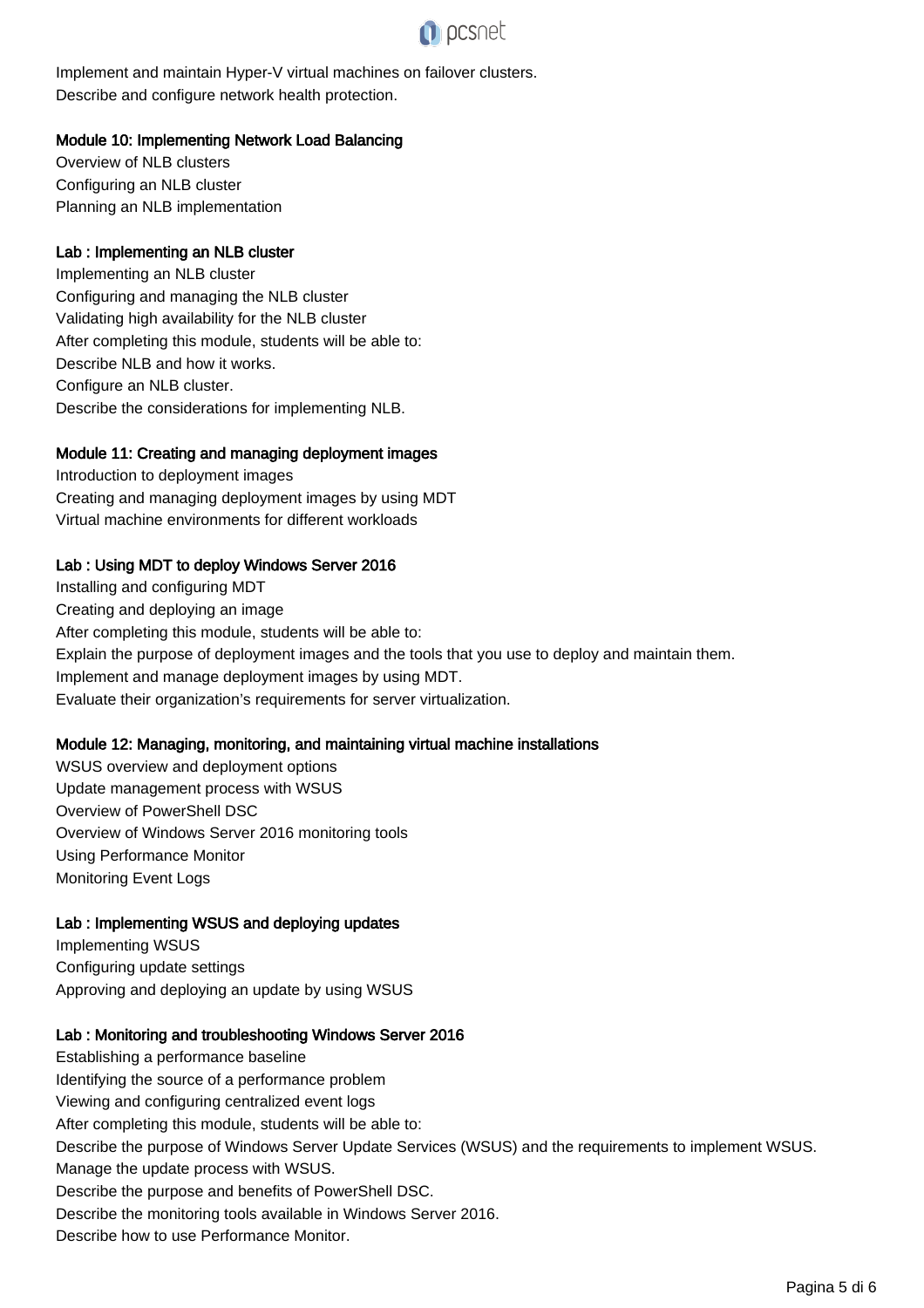Implement and maintain Hyper-V virtual machines on failover clusters.
Describe and configure network health protection.

**Module 10: Implementing Network Load Balancing**

Overview of NLB clusters
Configuring an NLB cluster
Planning an NLB implementation

**Lab : Implementing an NLB cluster**

Implementing an NLB cluster
Configuring and managing the NLB cluster
Validating high availability for the NLB cluster
After completing this module, students will be able to:
Describe NLB and how it works.
Configure an NLB cluster.
Describe the considerations for implementing NLB.

**Module 11: Creating and managing deployment images**

Introduction to deployment images
Creating and managing deployment images by using MDT
Virtual machine environments for different workloads

**Lab : Using MDT to deploy Windows Server 2016**

Installing and configuring MDT
Creating and deploying an image
After completing this module, students will be able to:
Explain the purpose of deployment images and the tools that you use to deploy and maintain them.
Implement and manage deployment images by using MDT.
Evaluate their organization's requirements for server virtualization.

**Module 12: Managing, monitoring, and maintaining virtual machine installations**

WSUS overview and deployment options
Update management process with WSUS
Overview of PowerShell DSC
Overview of Windows Server 2016 monitoring tools
Using Performance Monitor
Monitoring Event Logs

**Lab : Implementing WSUS and deploying updates**

Implementing WSUS
Configuring update settings
Approving and deploying an update by using WSUS

**Lab : Monitoring and troubleshooting Windows Server 2016**

Establishing a performance baseline
Identifying the source of a performance problem
Viewing and configuring centralized event logs
After completing this module, students will be able to:
Describe the purpose of Windows Server Update Services (WSUS) and the requirements to implement WSUS.
Manage the update process with WSUS.
Describe the purpose and benefits of PowerShell DSC.
Describe the monitoring tools available in Windows Server 2016.
Describe how to use Performance Monitor.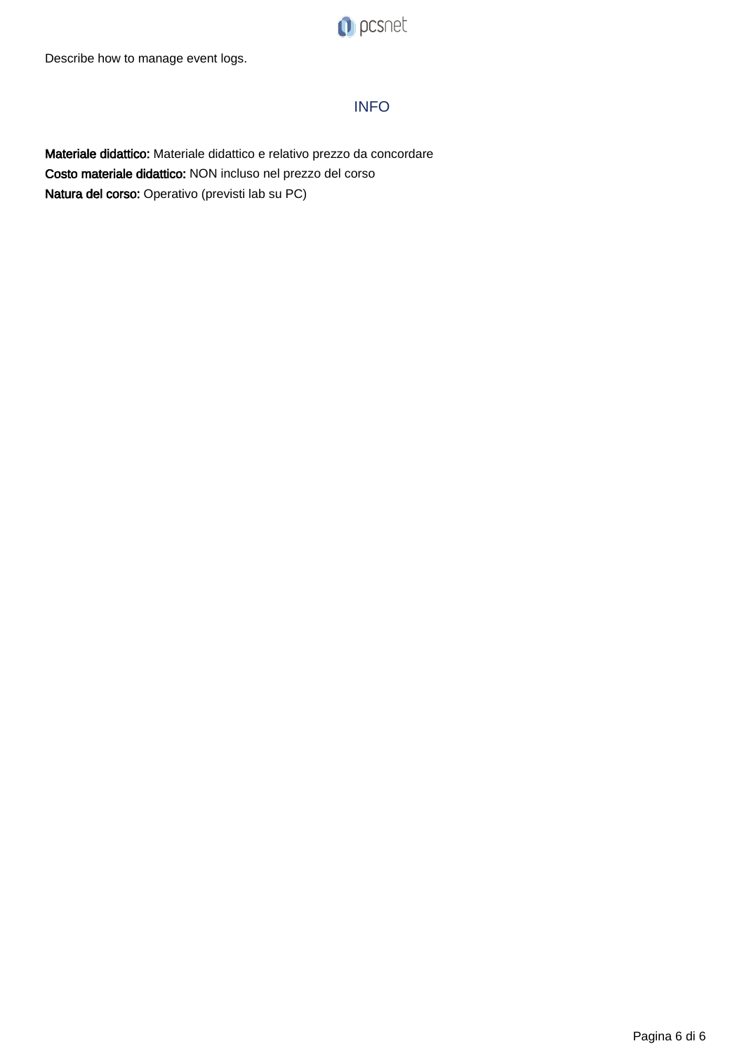Describe how to manage event logs.

## INFO

**Materiale didattico:** Materiale didattico e relativo prezzo da concordare
**Costo materiale didattico:** NON incluso nel prezzo del corso
**Natura del corso:** Operativo (previsti lab su PC)